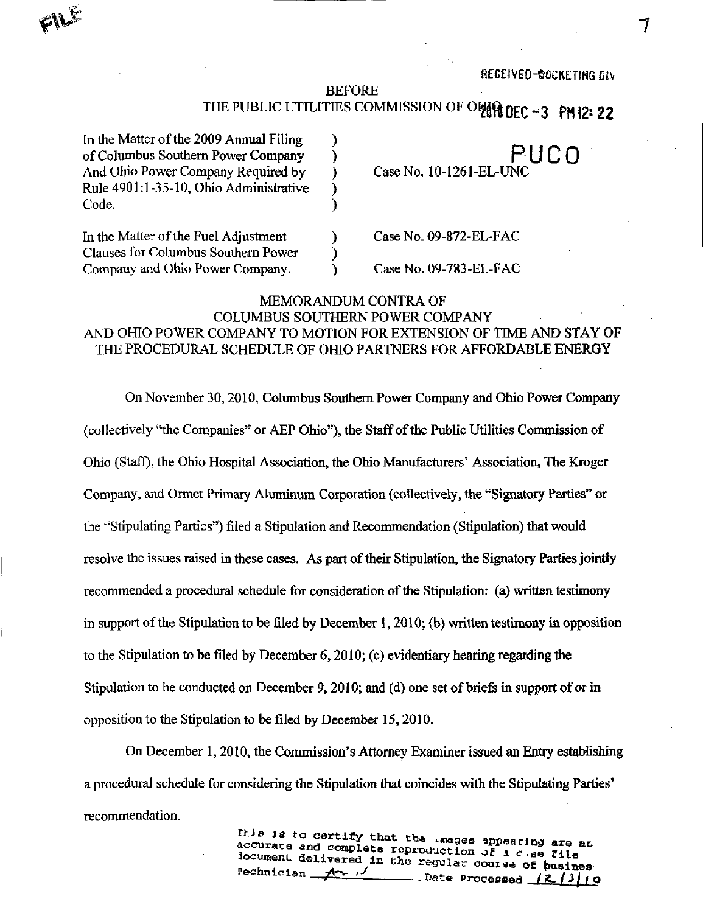FILE

RECEIVED-DOCKETING DIV

BEFORE
THE PUBLIC UTILITIES COMMISSION OF OHIO 2010 DEC -3 PM 12: 22

PUCO

| | | |
|---|---|---|
| In the Matter of the 2009 Annual Filing of Columbus Southern Power Company And Ohio Power Company Required by Rule 4901:1-35-10, Ohio Administrative Code. | ) | Case No. 10-1261-EL-UNC |
| In the Matter of the Fuel Adjustment Clauses for Columbus Southern Power Company and Ohio Power Company. | ) | Case No. 09-872-EL-FAC<br>Case No. 09-783-EL-FAC |

## MEMORANDUM CONTRA OF COLUMBUS SOUTHERN POWER COMPANY AND OHIO POWER COMPANY TO MOTION FOR EXTENSION OF TIME AND STAY OF THE PROCEDURAL SCHEDULE OF OHIO PARTNERS FOR AFFORDABLE ENERGY

On November 30, 2010, Columbus Southern Power Company and Ohio Power Company (collectively "the Companies" or AEP Ohio"), the Staff of the Public Utilities Commission of Ohio (Staff), the Ohio Hospital Association, the Ohio Manufacturers' Association, The Kroger Company, and Ormet Primary Aluminum Corporation (collectively, the "Signatory Parties" or the "Stipulating Parties") filed a Stipulation and Recommendation (Stipulation) that would resolve the issues raised in these cases. As part of their Stipulation, the Signatory Parties jointly recommended a procedural schedule for consideration of the Stipulation: (a) written testimony in support of the Stipulation to be filed by December 1, 2010; (b) written testimony in opposition to the Stipulation to be filed by December 6, 2010; (c) evidentiary hearing regarding the Stipulation to be conducted on December 9, 2010; and (d) one set of briefs in support of or in opposition to the Stipulation to be filed by December 15, 2010.

On December 1, 2010, the Commission's Attorney Examiner issued an Entry establishing a procedural schedule for considering the Stipulation that coincides with the Stipulating Parties' recommendation.

This is to certify that the images appearing are an accurate and complete reproduction of a case file document delivered in the regular course of business. Technician ___ Date Processed 12/3/10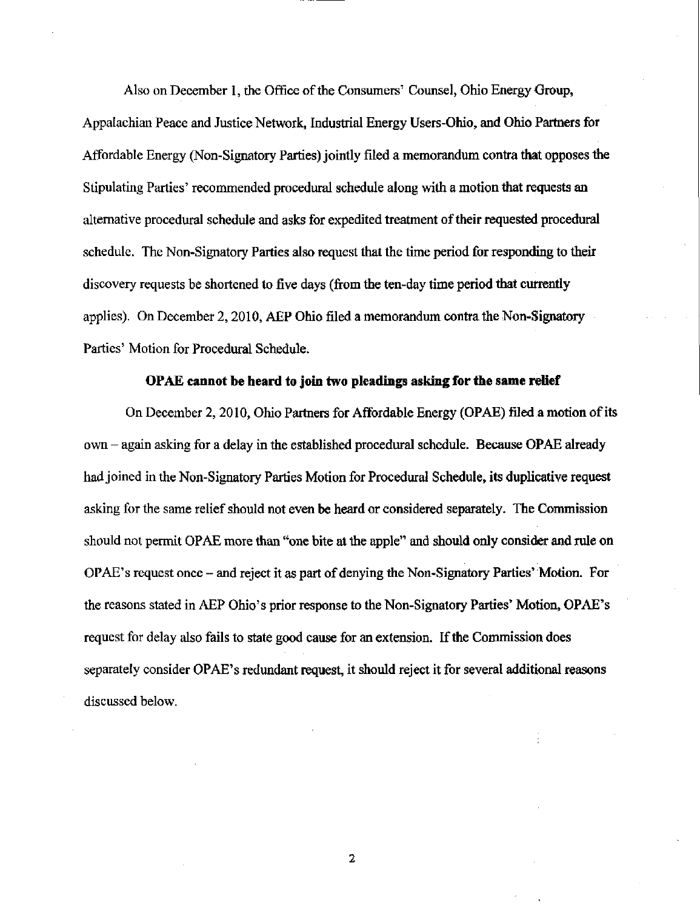Also on December 1, the Office of the Consumers' Counsel, Ohio Energy Group, Appalachian Peace and Justice Network, Industrial Energy Users-Ohio, and Ohio Partners for Affordable Energy (Non-Signatory Parties) jointly filed a memorandum contra that opposes the Stipulating Parties' recommended procedural schedule along with a motion that requests an alternative procedural schedule and asks for expedited treatment of their requested procedural schedule. The Non-Signatory Parties also request that the time period for responding to their discovery requests be shortened to five days (from the ten-day time period that currently applies). On December 2, 2010, AEP Ohio filed a memorandum contra the Non-Signatory Parties' Motion for Procedural Schedule.

**OPAE cannot be heard to join two pleadings asking for the same relief**

On December 2, 2010, Ohio Partners for Affordable Energy (OPAE) filed a motion of its own – again asking for a delay in the established procedural schedule. Because OPAE already had joined in the Non-Signatory Parties Motion for Procedural Schedule, its duplicative request asking for the same relief should not even be heard or considered separately. The Commission should not permit OPAE more than "one bite at the apple" and should only consider and rule on OPAE's request once – and reject it as part of denying the Non-Signatory Parties' Motion. For the reasons stated in AEP Ohio's prior response to the Non-Signatory Parties' Motion, OPAE's request for delay also fails to state good cause for an extension. If the Commission does separately consider OPAE's redundant request, it should reject it for several additional reasons discussed below.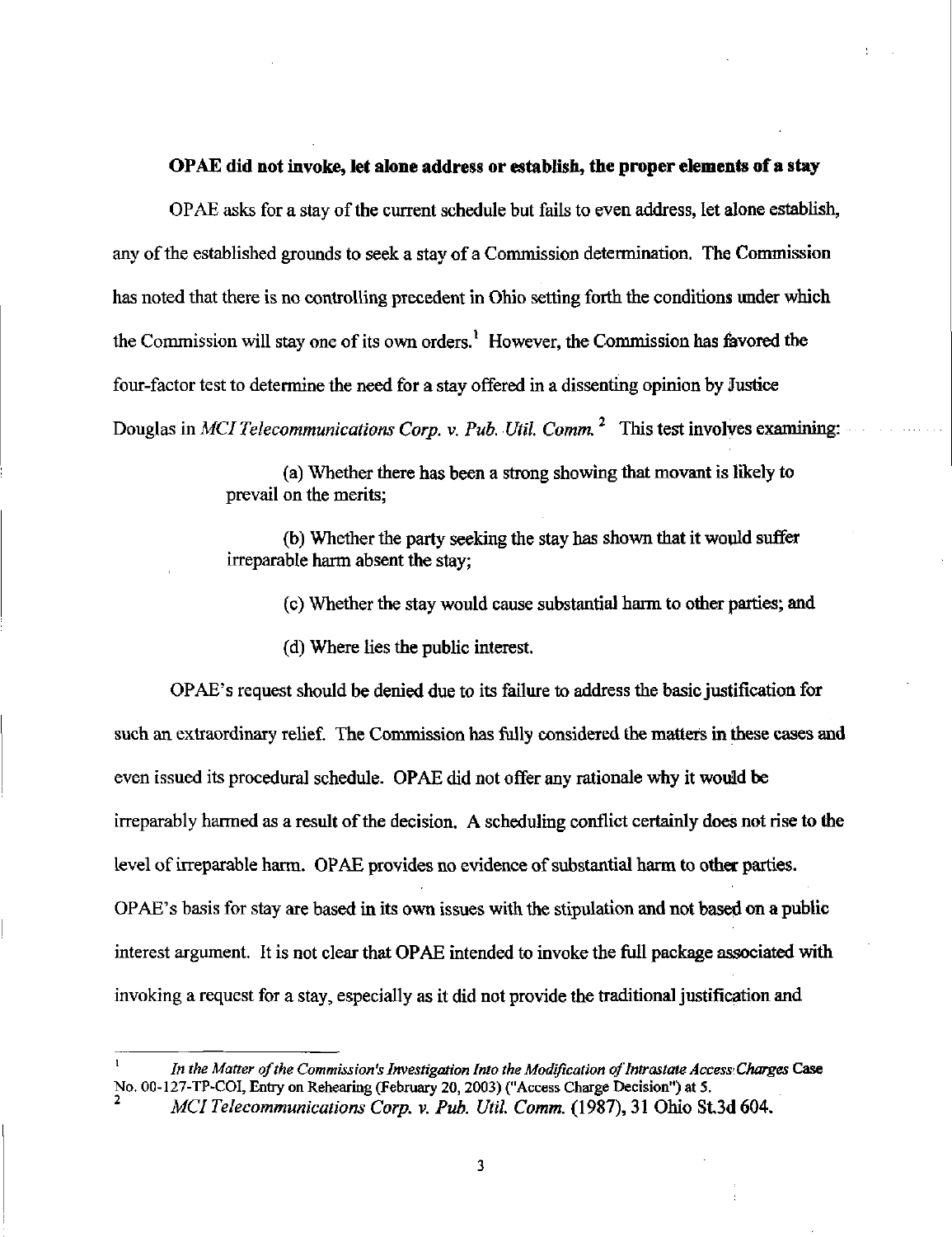**OPAE did not invoke, let alone address or establish, the proper elements of a stay**

OPAE asks for a stay of the current schedule but fails to even address, let alone establish, any of the established grounds to seek a stay of a Commission determination. The Commission has noted that there is no controlling precedent in Ohio setting forth the conditions under which the Commission will stay one of its own orders.[1] However, the Commission has favored the four-factor test to determine the need for a stay offered in a dissenting opinion by Justice Douglas in *MCI Telecommunications Corp. v. Pub. Util. Comm.*[2] This test involves examining:

> (a) Whether there has been a strong showing that movant is likely to prevail on the merits;
>
> (b) Whether the party seeking the stay has shown that it would suffer irreparable harm absent the stay;
>
> (c) Whether the stay would cause substantial harm to other parties; and
>
> (d) Where lies the public interest.

OPAE's request should be denied due to its failure to address the basic justification for such an extraordinary relief. The Commission has fully considered the matters in these cases and even issued its procedural schedule. OPAE did not offer any rationale why it would be irreparably harmed as a result of the decision. A scheduling conflict certainly does not rise to the level of irreparable harm. OPAE provides no evidence of substantial harm to other parties. OPAE's basis for stay are based in its own issues with the stipulation and not based on a public interest argument. It is not clear that OPAE intended to invoke the full package associated with invoking a request for a stay, especially as it did not provide the traditional justification and

---

[1] *In the Matter of the Commission's Investigation Into the Modification of Intrastate Access Charges* Case No. 00-127-TP-COI, Entry on Rehearing (February 20, 2003) ("Access Charge Decision") at 5.

[2] *MCI Telecommunications Corp. v. Pub. Util. Comm.* (1987), 31 Ohio St.3d 604.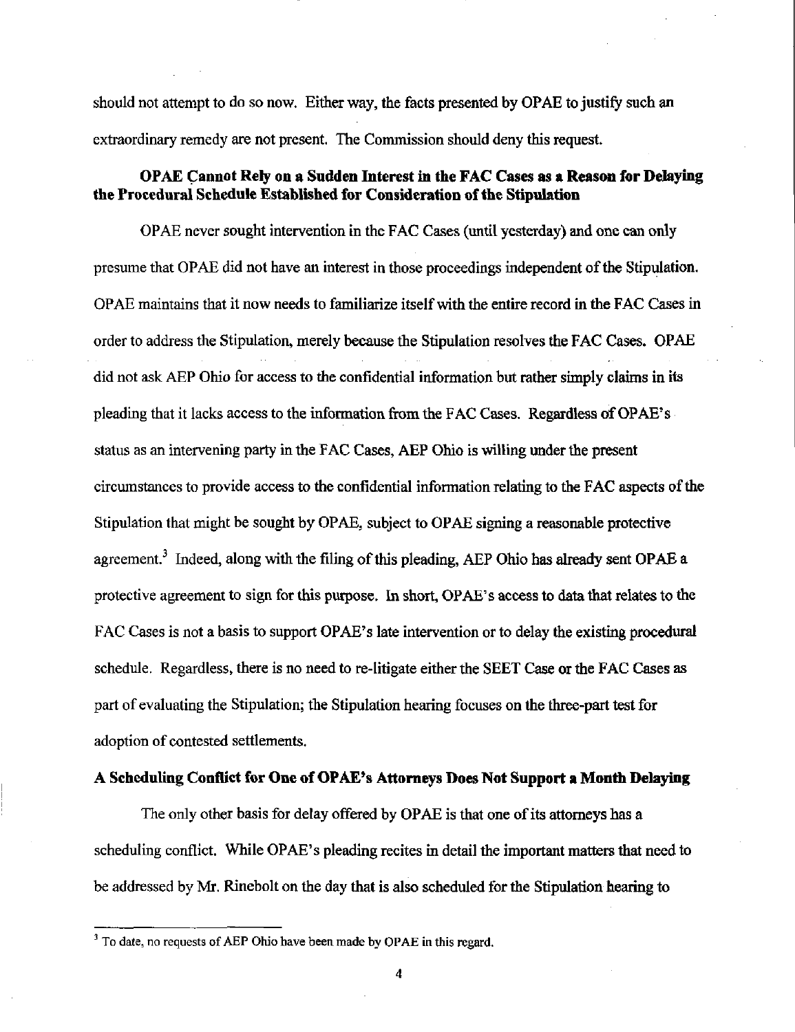should not attempt to do so now. Either way, the facts presented by OPAE to justify such an extraordinary remedy are not present. The Commission should deny this request.

### OPAE Cannot Rely on a Sudden Interest in the FAC Cases as a Reason for Delaying the Procedural Schedule Established for Consideration of the Stipulation

OPAE never sought intervention in the FAC Cases (until yesterday) and one can only presume that OPAE did not have an interest in those proceedings independent of the Stipulation. OPAE maintains that it now needs to familiarize itself with the entire record in the FAC Cases in order to address the Stipulation, merely because the Stipulation resolves the FAC Cases. OPAE did not ask AEP Ohio for access to the confidential information but rather simply claims in its pleading that it lacks access to the information from the FAC Cases. Regardless of OPAE's status as an intervening party in the FAC Cases, AEP Ohio is willing under the present circumstances to provide access to the confidential information relating to the FAC aspects of the Stipulation that might be sought by OPAE, subject to OPAE signing a reasonable protective agreement.[3] Indeed, along with the filing of this pleading, AEP Ohio has already sent OPAE a protective agreement to sign for this purpose. In short, OPAE's access to data that relates to the FAC Cases is not a basis to support OPAE's late intervention or to delay the existing procedural schedule. Regardless, there is no need to re-litigate either the SEET Case or the FAC Cases as part of evaluating the Stipulation; the Stipulation hearing focuses on the three-part test for adoption of contested settlements.

### A Scheduling Conflict for One of OPAE's Attorneys Does Not Support a Month Delaying

The only other basis for delay offered by OPAE is that one of its attorneys has a scheduling conflict. While OPAE's pleading recites in detail the important matters that need to be addressed by Mr. Rinebolt on the day that is also scheduled for the Stipulation hearing to

[3] To date, no requests of AEP Ohio have been made by OPAE in this regard.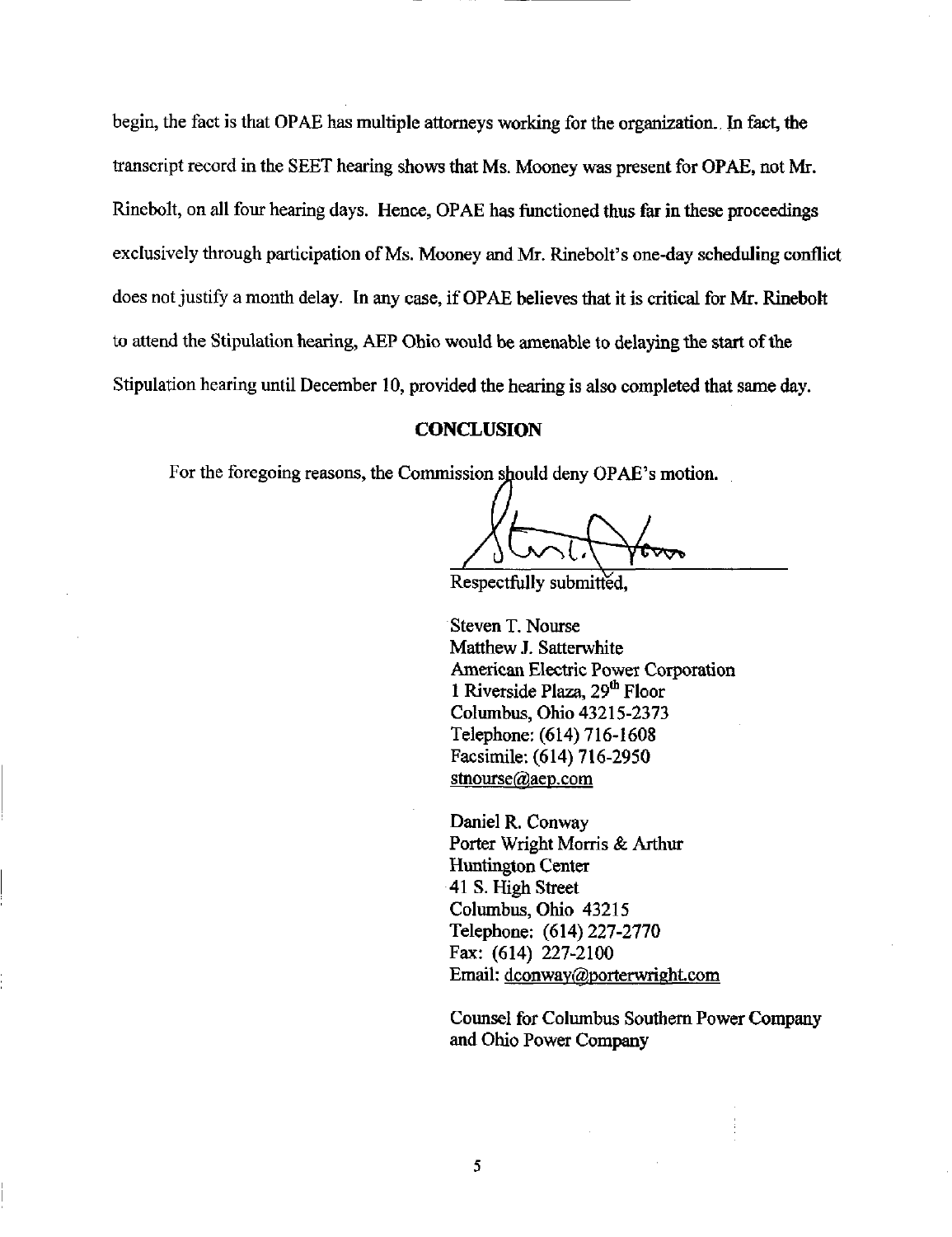begin, the fact is that OPAE has multiple attorneys working for the organization.. In fact, the transcript record in the SEET hearing shows that Ms. Mooney was present for OPAE, not Mr. Rinebolt, on all four hearing days. Hence, OPAE has functioned thus far in these proceedings exclusively through participation of Ms. Mooney and Mr. Rinebolt's one-day scheduling conflict does not justify a month delay. In any case, if OPAE believes that it is critical for Mr. Rinebolt to attend the Stipulation hearing, AEP Ohio would be amenable to delaying the start of the Stipulation hearing until December 10, provided the hearing is also completed that same day.

## CONCLUSION

For the foregoing reasons, the Commission should deny OPAE's motion.

Respectfully submitted,

Steven T. Nourse
Matthew J. Satterwhite
American Electric Power Corporation
1 Riverside Plaza, 29th Floor
Columbus, Ohio 43215-2373
Telephone: (614) 716-1608
Facsimile: (614) 716-2950
stnourse@aep.com

Daniel R. Conway
Porter Wright Morris & Arthur
Huntington Center
41 S. High Street
Columbus, Ohio 43215
Telephone: (614) 227-2770
Fax: (614) 227-2100
Email: dconway@porterwright.com

Counsel for Columbus Southern Power Company and Ohio Power Company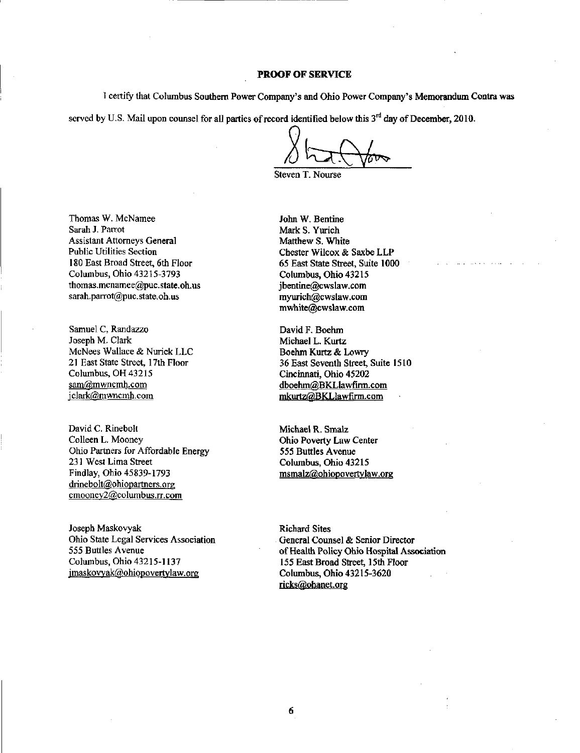**PROOF OF SERVICE**

I certify that Columbus Southern Power Company's and Ohio Power Company's Memorandum Contra was served by U.S. Mail upon counsel for all parties of record identified below this 3rd day of December, 2010.

Steven T. Nourse

Thomas W. McNamee
Sarah J. Parrot
Assistant Attorneys General
Public Utilities Section
180 East Broad Street, 6th Floor
Columbus, Ohio 43215-3793
thomas.mcnamee@puc.state.oh.us
sarah.parrot@puc.state.oh.us

Samuel C, Randazzo
Joseph M. Clark
McNees Wallace & Nurick LLC
21 East State Street, 17th Floor
Columbus, OH 43215
sam@mwncmh.com
jclark@mwncmh.com

David C. Rinebolt
Colleen L. Mooney
Ohio Partners for Affordable Energy
231 West Lima Street
Findlay, Ohio 45839-1793
drinebolt@ohiopartners.org
cmooney2@columbus.rr.com

Joseph Maskovyak
Ohio State Legal Services Association
555 Buttles Avenue
Columbus, Ohio 43215-1137
jmaskovyak@ohiopovertylaw.org

John W. Bentine
Mark S. Yurich
Matthew S. White
Chester Wilcox & Saxbe LLP
65 East State Street, Suite 1000
Columbus, Ohio 43215
jbentine@cwslaw.com
myurich@cwslaw.com
mwhite@cwslaw.com

David F. Boehm
Michael L. Kurtz
Boehm Kurtz & Lowry
36 East Seventh Street, Suite 1510
Cincinnati, Ohio 45202
dboehm@BKLlawfirm.com
mkurtz@BKLlawfirm.com

Michael R. Smalz
Ohio Poverty Law Center
555 Buttles Avenue
Columbus, Ohio 43215
msmalz@ohiopovertylaw.org

Richard Sites
General Counsel & Senior Director
of Health Policy Ohio Hospital Association
155 East Broad Street, 15th Floor
Columbus, Ohio 43215-3620
ricks@ohanet.org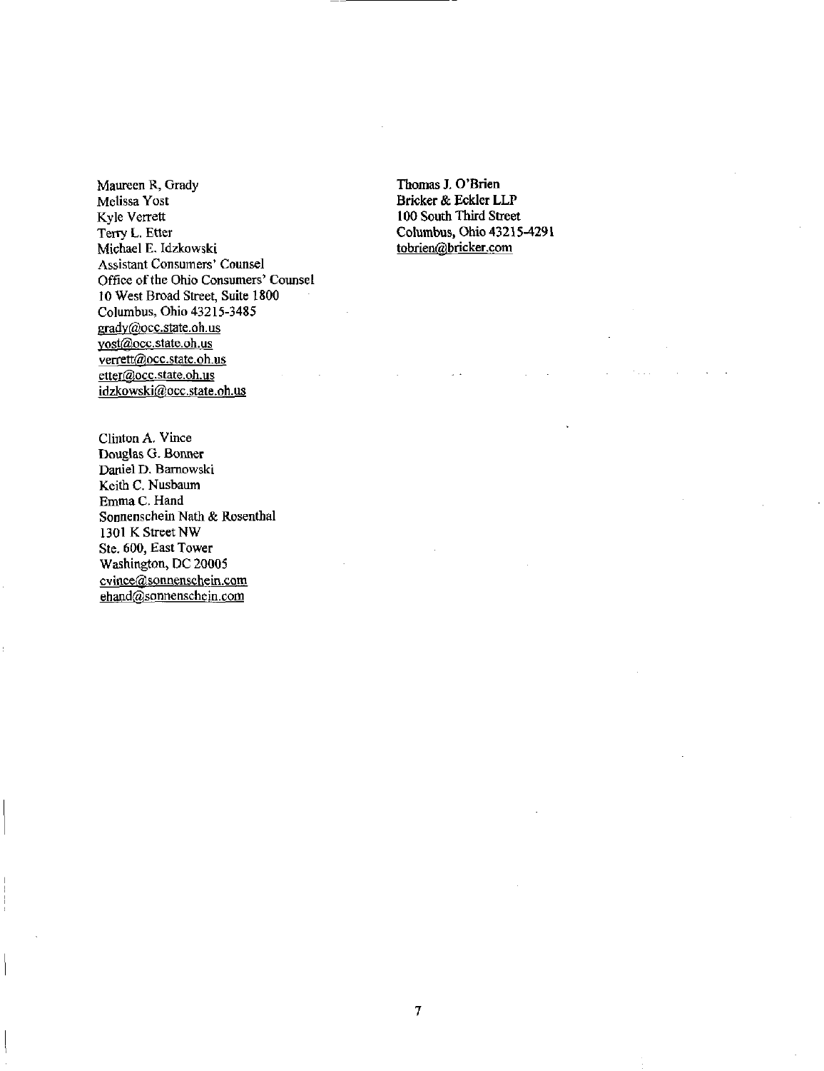Maureen R, Grady
Melissa Yost
Kyle Verrett
Terry L. Etter
Michael E. Idzkowski
Assistant Consumers' Counsel
Office of the Ohio Consumers' Counsel
10 West Broad Street, Suite 1800
Columbus, Ohio 43215-3485
grady@occ.state.oh.us
yost@occ.state.oh.us
verrett@occ.state.oh.us
etter@occ.state.oh.us
idzkowski@occ.state.oh.us

Thomas J. O'Brien
Bricker & Eckler LLP
100 South Third Street
Columbus, Ohio 43215-4291
tobrien@bricker.com

Clinton A. Vince
Douglas G. Bonner
Daniel D. Barnowski
Keith C. Nusbaum
Emma C. Hand
Sonnenschein Nath & Rosenthal
1301 K Street NW
Ste. 600, East Tower
Washington, DC 20005
cvince@sonnenschein.com
ehand@sonnenschein.com